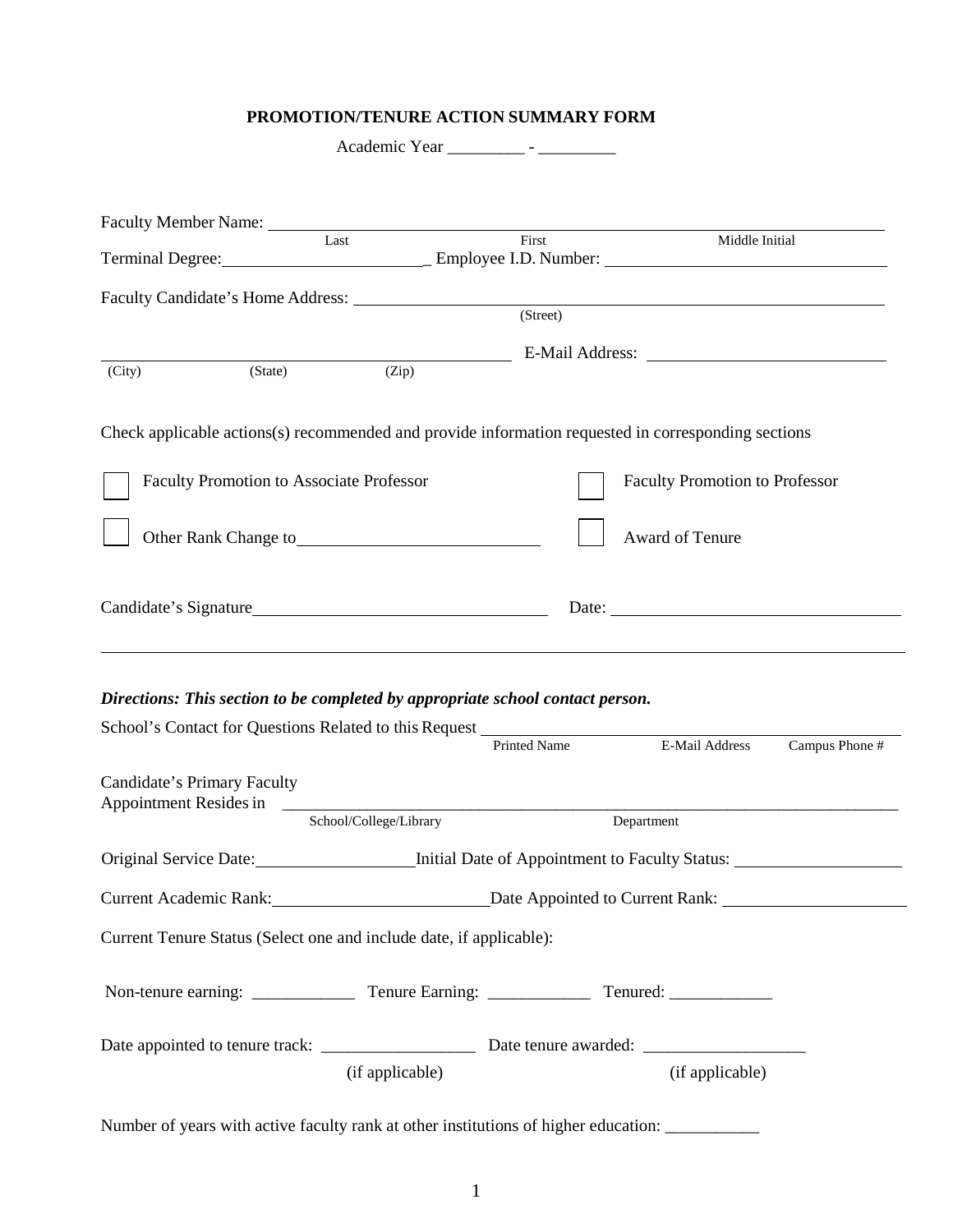**PROMOTION/TENURE ACTION SUMMARY FORM**

Academic Year _________ - _________

Faculty Member Name: ______________________________________________
Last First Middle Initial

Terminal Degree: _______________________ Employee I.D. Number: ______________________________

Faculty Candidate's Home Address: ______________________________________________
(Street)

______________________________________________ E-Mail Address: ___________________________
(City) (State) (Zip)

Check applicable actions(s) recommended and provide information requested in corresponding sections

☐ Faculty Promotion to Associate Professor ☐ Faculty Promotion to Professor

☐ Other Rank Change to ___________________________ ☐ Award of Tenure

Candidate's Signature ________________________________ Date: ________________________________

---

***Directions: This section to be completed by appropriate school contact person.***

School's Contact for Questions Related to this Request ______________________________________________
Printed Name E-Mail Address Campus Phone #

Candidate's Primary Faculty Appointment Resides in ______________________________________________
School/College/Library Department

Original Service Date: __________________ Initial Date of Appointment to Faculty Status: ___________________

Current Academic Rank: _________________________ Date Appointed to Current Rank: _____________________

Current Tenure Status (Select one and include date, if applicable):

Non-tenure earning: ____________ Tenure Earning: ____________ Tenured: ____________

Date appointed to tenure track: __________________ Date tenure awarded: ___________________
(if applicable) (if applicable)

Number of years with active faculty rank at other institutions of higher education: ___________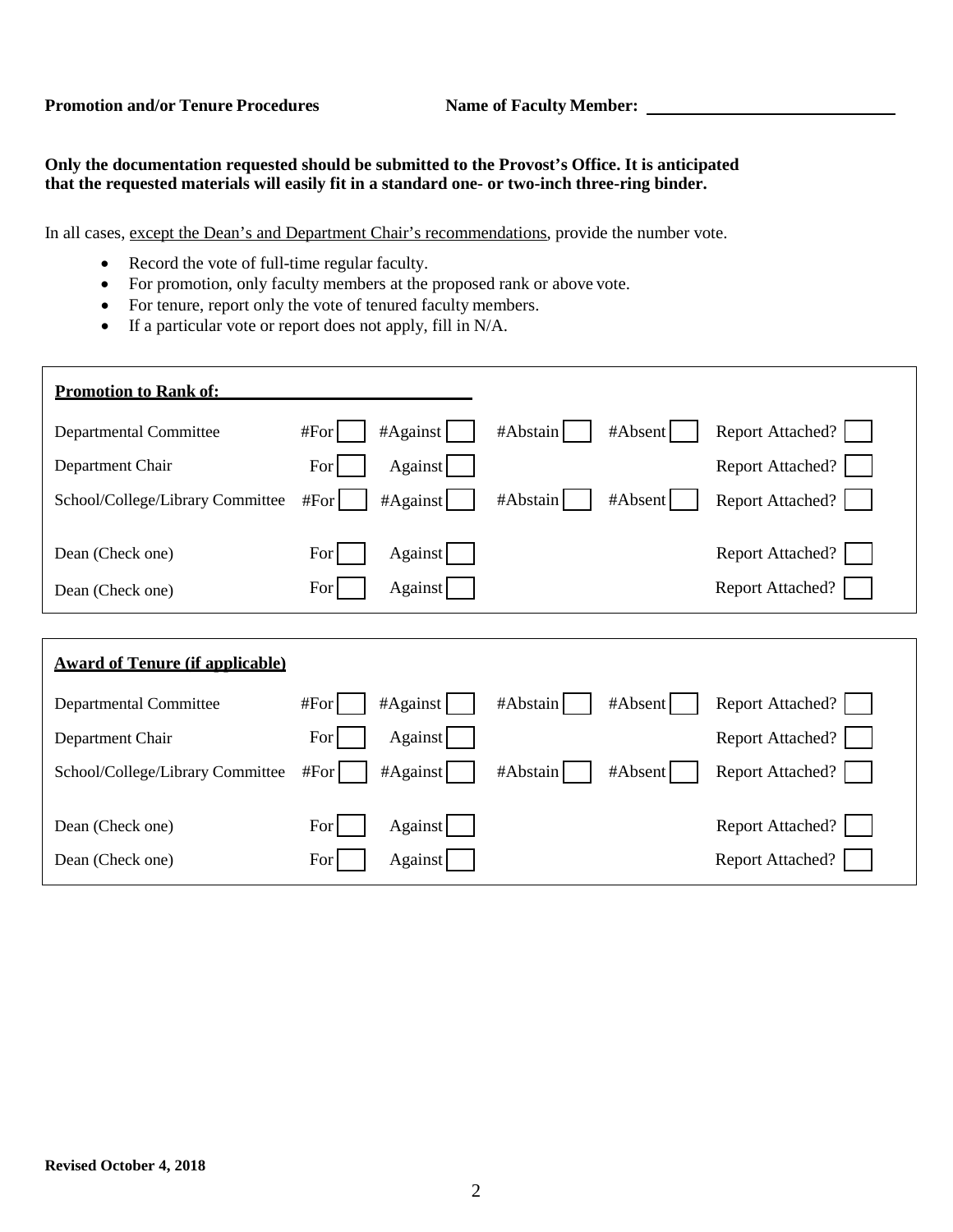**Promotion and/or Tenure Procedures** **Name of Faculty Member:** ____________________________

**Only the documentation requested should be submitted to the Provost's Office. It is anticipated that the requested materials will easily fit in a standard one- or two-inch three-ring binder.**

In all cases, except the Dean's and Department Chair's recommendations, provide the number vote.

- Record the vote of full-time regular faculty.
- For promotion, only faculty members at the proposed rank or above vote.
- For tenure, report only the vote of tenured faculty members.
- If a particular vote or report does not apply, fill in N/A.

**Promotion to Rank of:** ____________________________

| | | | | | |
|---|---|---|---|---|---|
| Departmental Committee | #For ☐ | #Against ☐ | #Abstain ☐ | #Absent ☐ | Report Attached? ☐ |
| Department Chair | For ☐ | Against ☐ | | | Report Attached? ☐ |
| School/College/Library Committee | #For ☐ | #Against ☐ | #Abstain ☐ | #Absent ☐ | Report Attached? ☐ |
| Dean (Check one) | For ☐ | Against ☐ | | | Report Attached? ☐ |
| Dean (Check one) | For ☐ | Against ☐ | | | Report Attached? ☐ |

**Award of Tenure (if applicable)**

| | | | | | |
|---|---|---|---|---|---|
| Departmental Committee | #For ☐ | #Against ☐ | #Abstain ☐ | #Absent ☐ | Report Attached? ☐ |
| Department Chair | For ☐ | Against ☐ | | | Report Attached? ☐ |
| School/College/Library Committee | #For ☐ | #Against ☐ | #Abstain ☐ | #Absent ☐ | Report Attached? ☐ |
| Dean (Check one) | For ☐ | Against ☐ | | | Report Attached? ☐ |
| Dean (Check one) | For ☐ | Against ☐ | | | Report Attached? ☐ |

**Revised October 4, 2018**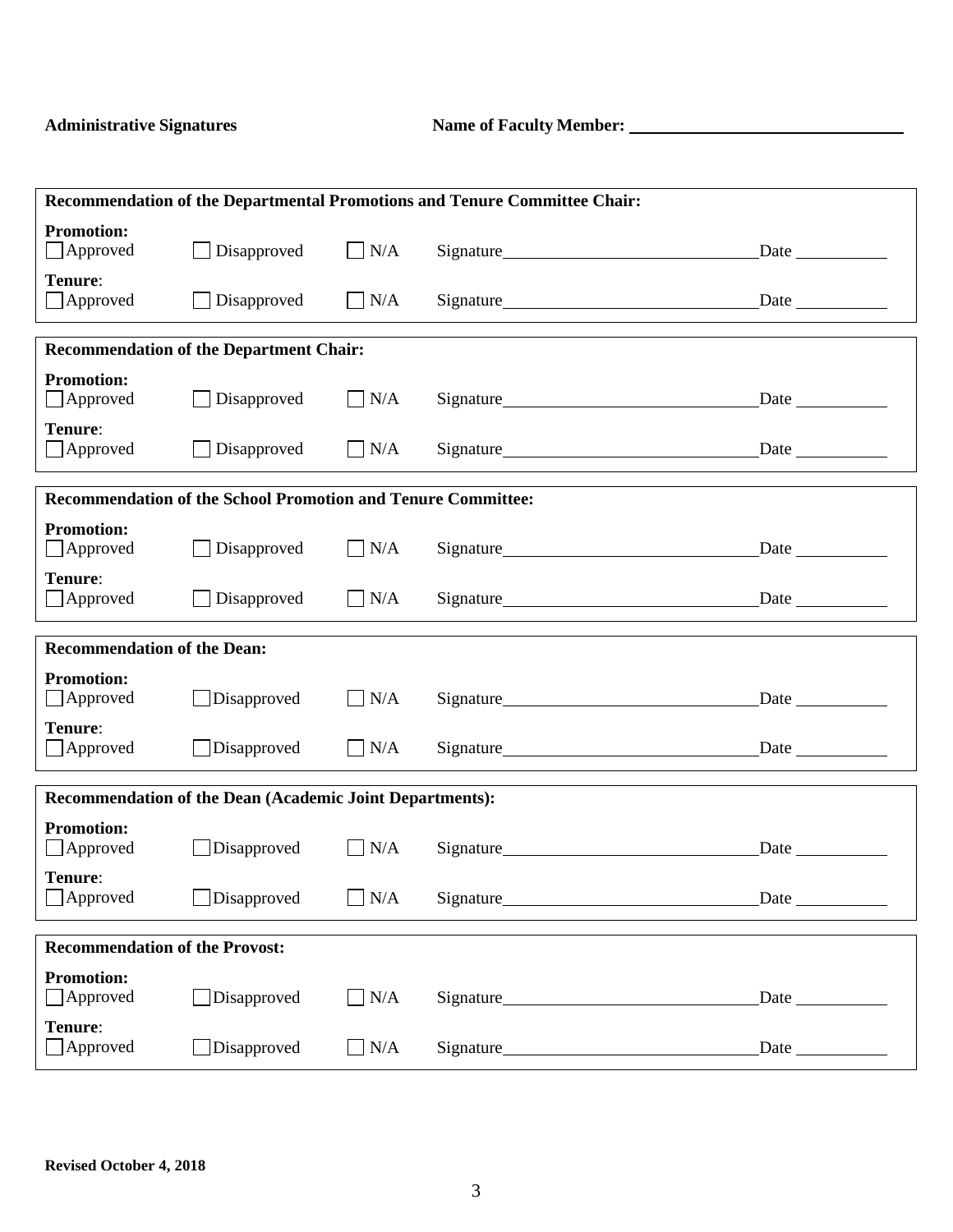**Administrative Signatures** **Name of Faculty Member:** \_\_\_\_\_\_\_\_\_\_\_\_\_\_\_\_\_\_\_\_\_\_\_\_\_\_\_\_

**Recommendation of the Departmental Promotions and Tenure Committee Chair:**

**Promotion:**
☐ Approved ☐ Disapproved ☐ N/A Signature\_\_\_\_\_\_\_\_\_\_\_\_\_\_\_\_\_\_\_\_\_\_\_\_\_\_\_\_Date \_\_\_\_\_\_\_\_\_\_

**Tenure**:
☐ Approved ☐ Disapproved ☐ N/A Signature\_\_\_\_\_\_\_\_\_\_\_\_\_\_\_\_\_\_\_\_\_\_\_\_\_\_\_\_Date \_\_\_\_\_\_\_\_\_\_

**Recommendation of the Department Chair:**

**Promotion:**
☐ Approved ☐ Disapproved ☐ N/A Signature\_\_\_\_\_\_\_\_\_\_\_\_\_\_\_\_\_\_\_\_\_\_\_\_\_\_\_\_Date \_\_\_\_\_\_\_\_\_\_

**Tenure**:
☐ Approved ☐ Disapproved ☐ N/A Signature\_\_\_\_\_\_\_\_\_\_\_\_\_\_\_\_\_\_\_\_\_\_\_\_\_\_\_\_Date \_\_\_\_\_\_\_\_\_\_

**Recommendation of the School Promotion and Tenure Committee:**

**Promotion:**
☐ Approved ☐ Disapproved ☐ N/A Signature\_\_\_\_\_\_\_\_\_\_\_\_\_\_\_\_\_\_\_\_\_\_\_\_\_\_\_\_Date \_\_\_\_\_\_\_\_\_\_

**Tenure**:
☐ Approved ☐ Disapproved ☐ N/A Signature\_\_\_\_\_\_\_\_\_\_\_\_\_\_\_\_\_\_\_\_\_\_\_\_\_\_\_\_Date \_\_\_\_\_\_\_\_\_\_

**Recommendation of the Dean:**

**Promotion:**
☐ Approved ☐ Disapproved ☐ N/A Signature\_\_\_\_\_\_\_\_\_\_\_\_\_\_\_\_\_\_\_\_\_\_\_\_\_\_\_\_Date \_\_\_\_\_\_\_\_\_\_

**Tenure**:
☐ Approved ☐ Disapproved ☐ N/A Signature\_\_\_\_\_\_\_\_\_\_\_\_\_\_\_\_\_\_\_\_\_\_\_\_\_\_\_\_Date \_\_\_\_\_\_\_\_\_\_

**Recommendation of the Dean (Academic Joint Departments):**

**Promotion:**
☐ Approved ☐ Disapproved ☐ N/A Signature\_\_\_\_\_\_\_\_\_\_\_\_\_\_\_\_\_\_\_\_\_\_\_\_\_\_\_\_Date \_\_\_\_\_\_\_\_\_\_

**Tenure**:
☐ Approved ☐ Disapproved ☐ N/A Signature\_\_\_\_\_\_\_\_\_\_\_\_\_\_\_\_\_\_\_\_\_\_\_\_\_\_\_\_Date \_\_\_\_\_\_\_\_\_\_

**Recommendation of the Provost:**

**Promotion:**
☐ Approved ☐ Disapproved ☐ N/A Signature\_\_\_\_\_\_\_\_\_\_\_\_\_\_\_\_\_\_\_\_\_\_\_\_\_\_\_\_Date \_\_\_\_\_\_\_\_\_\_

**Tenure**:
☐ Approved ☐ Disapproved ☐ N/A Signature\_\_\_\_\_\_\_\_\_\_\_\_\_\_\_\_\_\_\_\_\_\_\_\_\_\_\_\_Date \_\_\_\_\_\_\_\_\_\_

**Revised October 4, 2018**